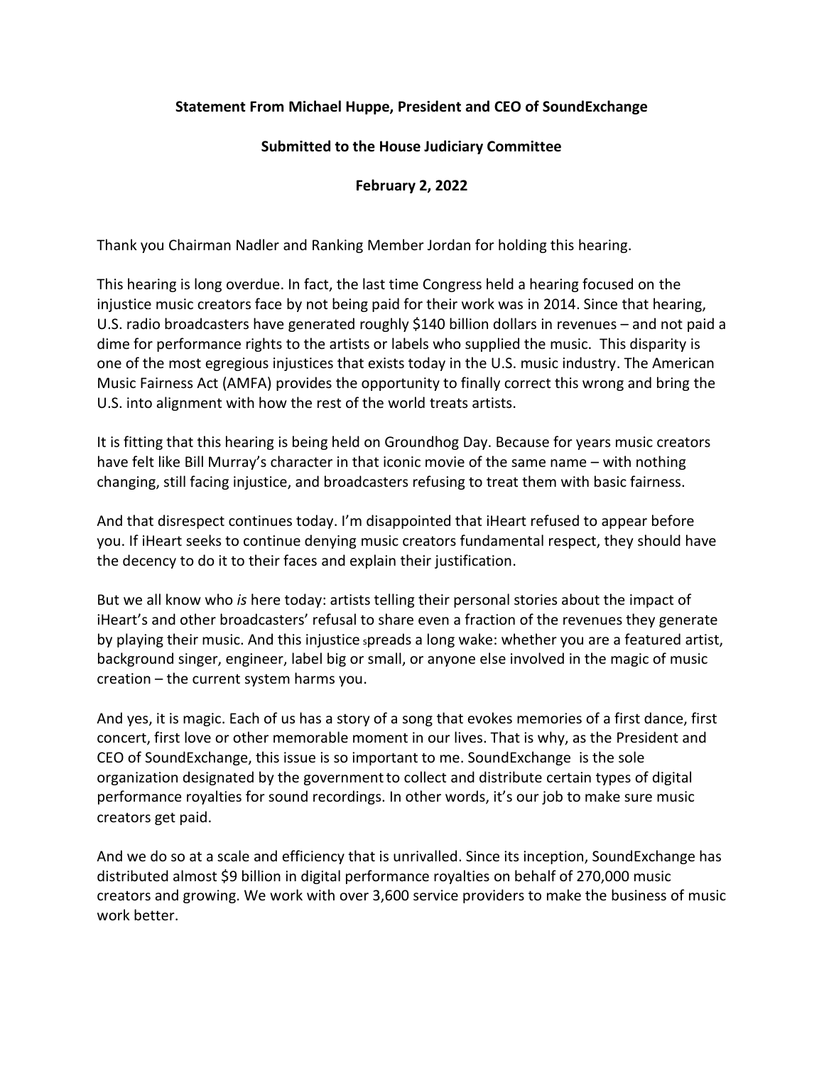**Statement From Michael Huppe, President and CEO of SoundExchange**

**Submitted to the House Judiciary Committee**

**February 2, 2022**

Thank you Chairman Nadler and Ranking Member Jordan for holding this hearing.

This hearing is long overdue. In fact, the last time Congress held a hearing focused on the injustice music creators face by not being paid for their work was in 2014. Since that hearing, U.S. radio broadcasters have generated roughly $140 billion dollars in revenues – and not paid a dime for performance rights to the artists or labels who supplied the music. This disparity is one of the most egregious injustices that exists today in the U.S. music industry. The American Music Fairness Act (AMFA) provides the opportunity to finally correct this wrong and bring the U.S. into alignment with how the rest of the world treats artists.

It is fitting that this hearing is being held on Groundhog Day. Because for years music creators have felt like Bill Murray's character in that iconic movie of the same name – with nothing changing, still facing injustice, and broadcasters refusing to treat them with basic fairness.

And that disrespect continues today. I'm disappointed that iHeart refused to appear before you. If iHeart seeks to continue denying music creators fundamental respect, they should have the decency to do it to their faces and explain their justification.

But we all know who *is* here today: artists telling their personal stories about the impact of iHeart's and other broadcasters' refusal to share even a fraction of the revenues they generate by playing their music. And this injustice spreads a long wake: whether you are a featured artist, background singer, engineer, label big or small, or anyone else involved in the magic of music creation – the current system harms you.

And yes, it is magic. Each of us has a story of a song that evokes memories of a first dance, first concert, first love or other memorable moment in our lives. That is why, as the President and CEO of SoundExchange, this issue is so important to me. SoundExchange is the sole organization designated by the government to collect and distribute certain types of digital performance royalties for sound recordings. In other words, it's our job to make sure music creators get paid.

And we do so at a scale and efficiency that is unrivalled. Since its inception, SoundExchange has distributed almost $9 billion in digital performance royalties on behalf of 270,000 music creators and growing. We work with over 3,600 service providers to make the business of music work better.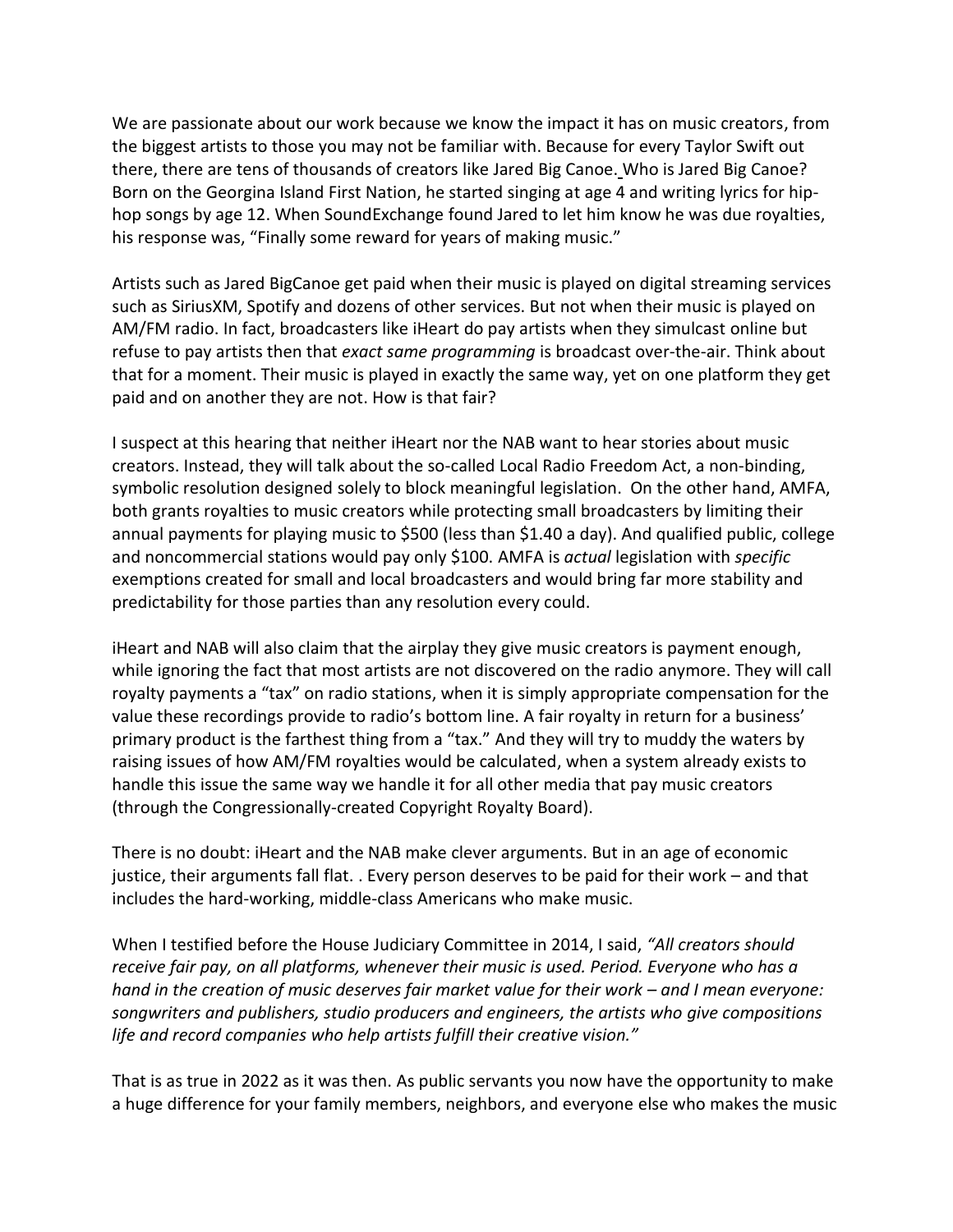We are passionate about our work because we know the impact it has on music creators, from the biggest artists to those you may not be familiar with. Because for every Taylor Swift out there, there are tens of thousands of creators like Jared Big Canoe. Who is Jared Big Canoe? Born on the Georgina Island First Nation, he started singing at age 4 and writing lyrics for hip-hop songs by age 12. When SoundExchange found Jared to let him know he was due royalties, his response was, "Finally some reward for years of making music."

Artists such as Jared BigCanoe get paid when their music is played on digital streaming services such as SiriusXM, Spotify and dozens of other services. But not when their music is played on AM/FM radio. In fact, broadcasters like iHeart do pay artists when they simulcast online but refuse to pay artists then that *exact same programming* is broadcast over-the-air. Think about that for a moment. Their music is played in exactly the same way, yet on one platform they get paid and on another they are not. How is that fair?

I suspect at this hearing that neither iHeart nor the NAB want to hear stories about music creators. Instead, they will talk about the so-called Local Radio Freedom Act, a non-binding, symbolic resolution designed solely to block meaningful legislation. On the other hand, AMFA, both grants royalties to music creators while protecting small broadcasters by limiting their annual payments for playing music to $500 (less than $1.40 a day). And qualified public, college and noncommercial stations would pay only $100. AMFA is *actual* legislation with *specific* exemptions created for small and local broadcasters and would bring far more stability and predictability for those parties than any resolution every could.

iHeart and NAB will also claim that the airplay they give music creators is payment enough, while ignoring the fact that most artists are not discovered on the radio anymore. They will call royalty payments a "tax" on radio stations, when it is simply appropriate compensation for the value these recordings provide to radio's bottom line. A fair royalty in return for a business' primary product is the farthest thing from a "tax." And they will try to muddy the waters by raising issues of how AM/FM royalties would be calculated, when a system already exists to handle this issue the same way we handle it for all other media that pay music creators (through the Congressionally-created Copyright Royalty Board).

There is no doubt: iHeart and the NAB make clever arguments. But in an age of economic justice, their arguments fall flat. . Every person deserves to be paid for their work – and that includes the hard-working, middle-class Americans who make music.

When I testified before the House Judiciary Committee in 2014, I said, *"All creators should receive fair pay, on all platforms, whenever their music is used. Period. Everyone who has a hand in the creation of music deserves fair market value for their work – and I mean everyone: songwriters and publishers, studio producers and engineers, the artists who give compositions life and record companies who help artists fulfill their creative vision."*

That is as true in 2022 as it was then. As public servants you now have the opportunity to make a huge difference for your family members, neighbors, and everyone else who makes the music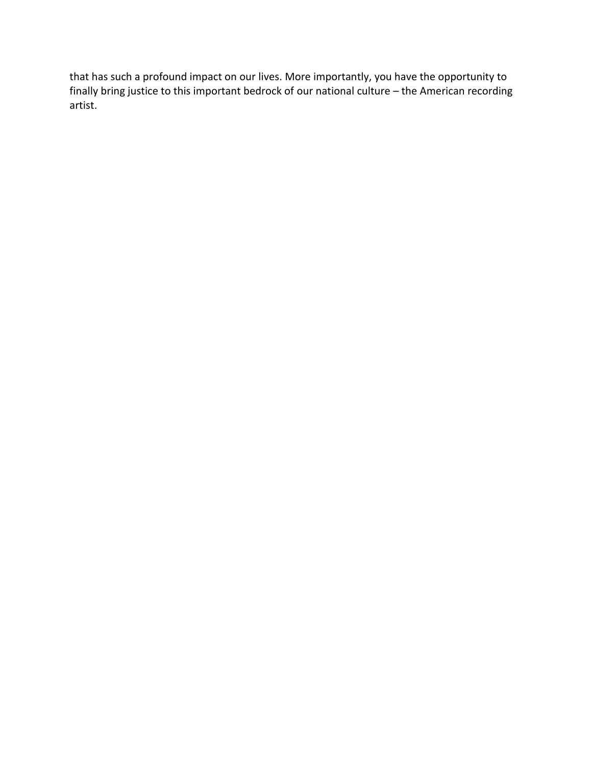that has such a profound impact on our lives. More importantly, you have the opportunity to finally bring justice to this important bedrock of our national culture – the American recording artist.